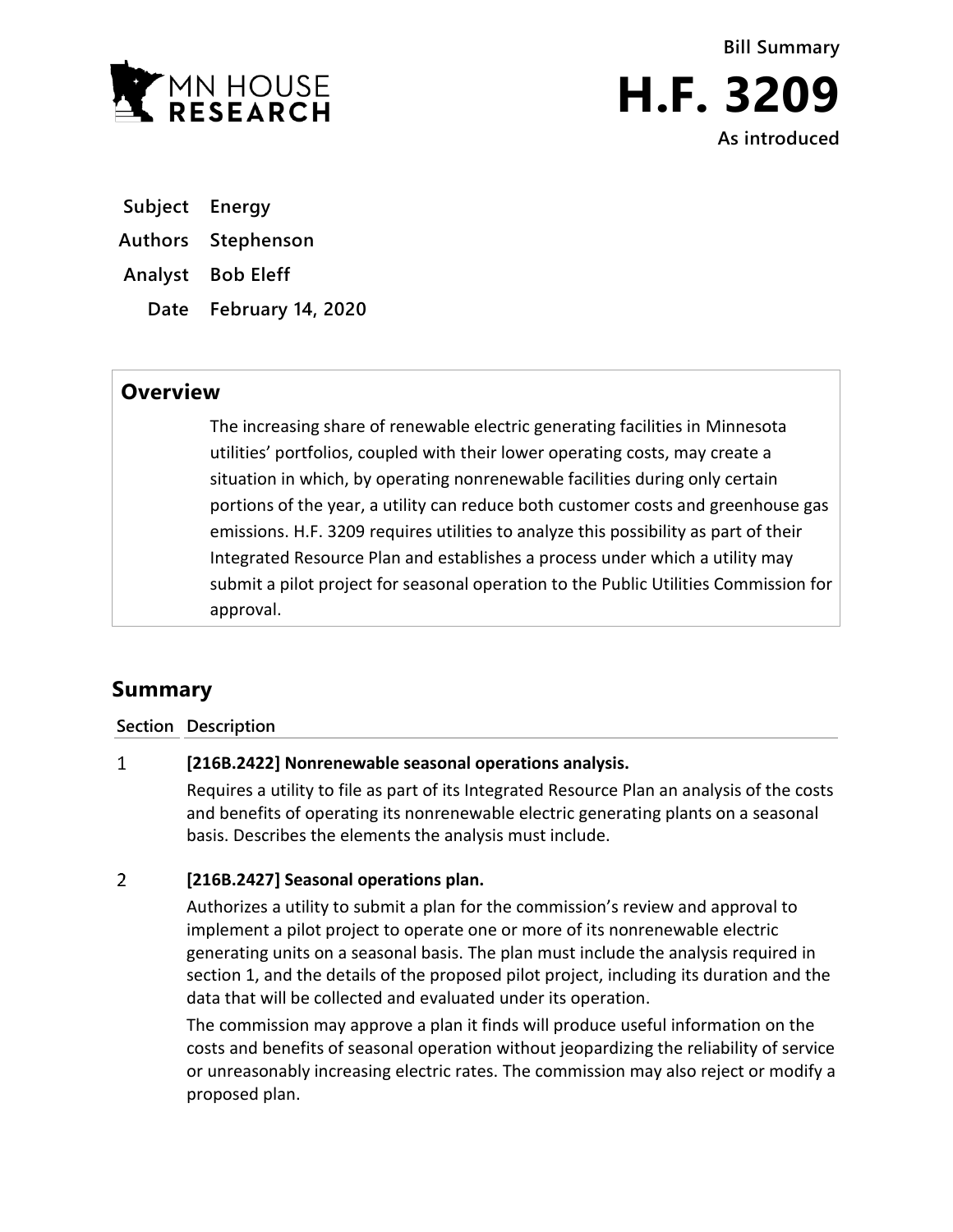Bill Summary

# H.F. 3209

As introduced

| | |
|---|---|
| **Subject** | Energy |
| **Authors** | Stephenson |
| **Analyst** | Bob Eleff |
| **Date** | February 14, 2020 |

## Overview

The increasing share of renewable electric generating facilities in Minnesota utilities' portfolios, coupled with their lower operating costs, may create a situation in which, by operating nonrenewable facilities during only certain portions of the year, a utility can reduce both customer costs and greenhouse gas emissions. H.F. 3209 requires utilities to analyze this possibility as part of their Integrated Resource Plan and establishes a process under which a utility may submit a pilot project for seasonal operation to the Public Utilities Commission for approval.

## Summary

| Section | Description |
|---|---|
| 1 | **[216B.2422] Nonrenewable seasonal operations analysis.**<br>Requires a utility to file as part of its Integrated Resource Plan an analysis of the costs and benefits of operating its nonrenewable electric generating plants on a seasonal basis. Describes the elements the analysis must include. |
| 2 | **[216B.2427] Seasonal operations plan.**<br>Authorizes a utility to submit a plan for the commission's review and approval to implement a pilot project to operate one or more of its nonrenewable electric generating units on a seasonal basis. The plan must include the analysis required in section 1, and the details of the proposed pilot project, including its duration and the data that will be collected and evaluated under its operation.<br>The commission may approve a plan it finds will produce useful information on the costs and benefits of seasonal operation without jeopardizing the reliability of service or unreasonably increasing electric rates. The commission may also reject or modify a proposed plan. |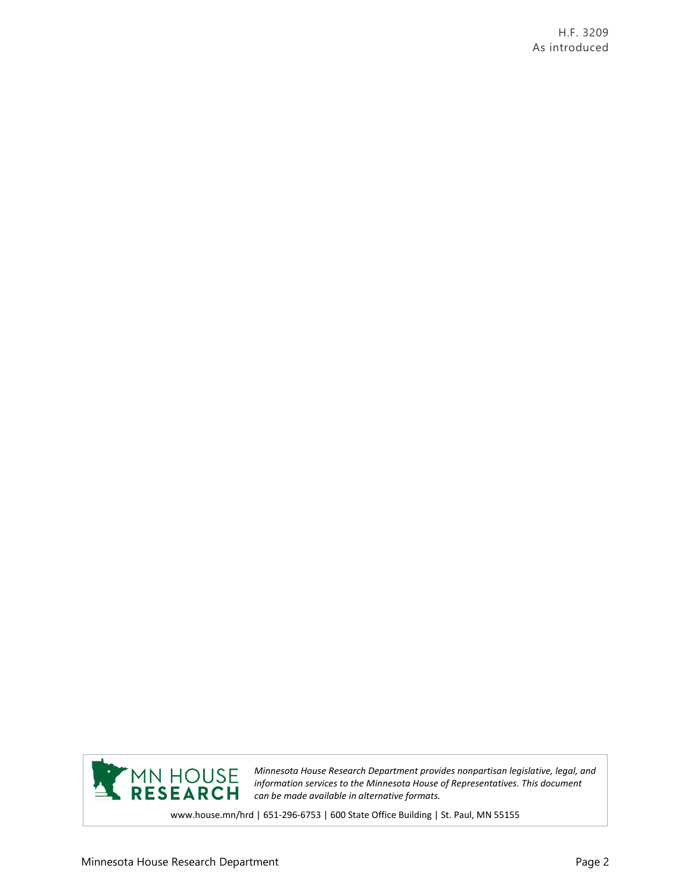MN HOUSE RESEARCH

*Minnesota House Research Department provides nonpartisan legislative, legal, and information services to the Minnesota House of Representatives. This document can be made available in alternative formats.*

www.house.mn/hrd | 651-296-6753 | 600 State Office Building | St. Paul, MN 55155